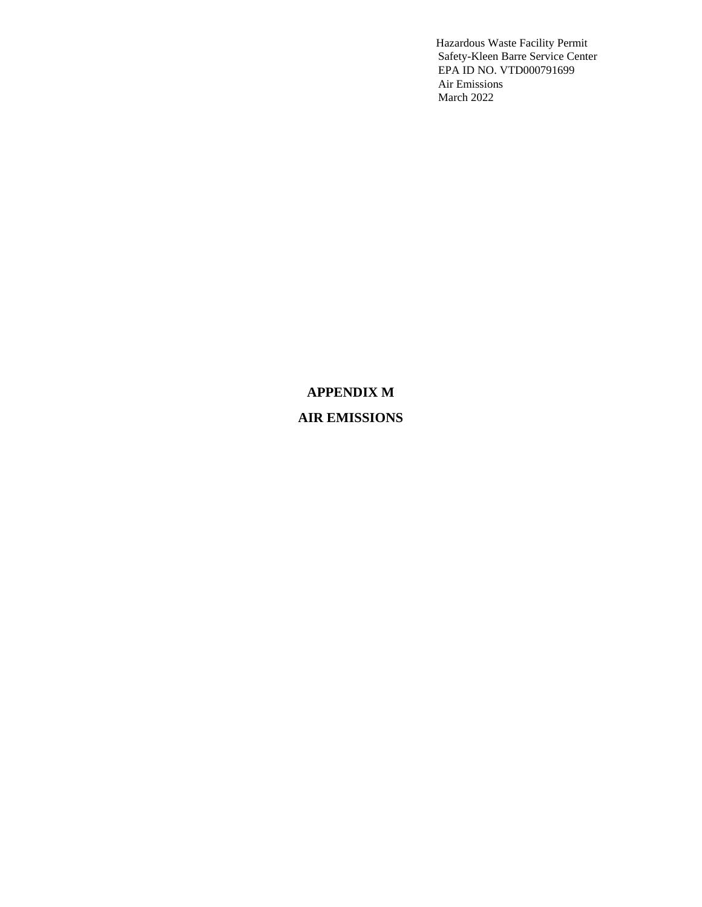Hazardous Waste Facility Permit
Safety-Kleen Barre Service Center
EPA ID NO. VTD000791699
Air Emissions
March 2022

# APPENDIX M

# AIR EMISSIONS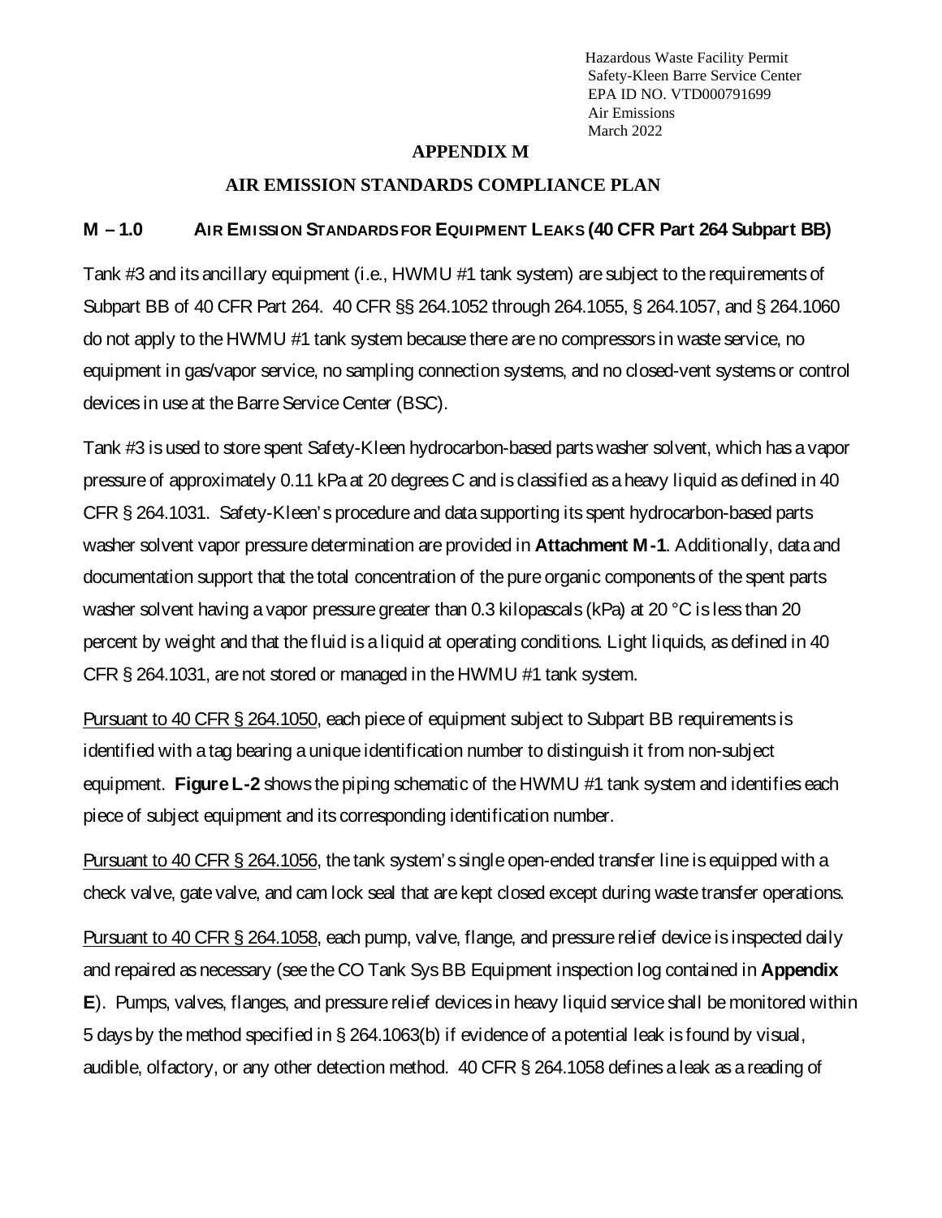# APPENDIX M

## AIR EMISSION STANDARDS COMPLIANCE PLAN

### M – 1.0 AIR EMISSION STANDARDS FOR EQUIPMENT LEAKS (40 CFR Part 264 Subpart BB)

Tank #3 and its ancillary equipment (i.e., HWMU #1 tank system) are subject to the requirements of Subpart BB of 40 CFR Part 264. 40 CFR §§ 264.1052 through 264.1055, § 264.1057, and § 264.1060 do not apply to the HWMU #1 tank system because there are no compressors in waste service, no equipment in gas/vapor service, no sampling connection systems, and no closed-vent systems or control devices in use at the Barre Service Center (BSC).

Tank #3 is used to store spent Safety-Kleen hydrocarbon-based parts washer solvent, which has a vapor pressure of approximately 0.11 kPa at 20 degrees C and is classified as a heavy liquid as defined in 40 CFR § 264.1031. Safety-Kleen's procedure and data supporting its spent hydrocarbon-based parts washer solvent vapor pressure determination are provided in **Attachment M-1**. Additionally, data and documentation support that the total concentration of the pure organic components of the spent parts washer solvent having a vapor pressure greater than 0.3 kilopascals (kPa) at 20 °C is less than 20 percent by weight and that the fluid is a liquid at operating conditions. Light liquids, as defined in 40 CFR § 264.1031, are not stored or managed in the HWMU #1 tank system.

Pursuant to 40 CFR § 264.1050, each piece of equipment subject to Subpart BB requirements is identified with a tag bearing a unique identification number to distinguish it from non-subject equipment. **Figure L-2** shows the piping schematic of the HWMU #1 tank system and identifies each piece of subject equipment and its corresponding identification number.

Pursuant to 40 CFR § 264.1056, the tank system's single open-ended transfer line is equipped with a check valve, gate valve, and cam lock seal that are kept closed except during waste transfer operations.

Pursuant to 40 CFR § 264.1058, each pump, valve, flange, and pressure relief device is inspected daily and repaired as necessary (see the CO Tank Sys BB Equipment inspection log contained in **Appendix E**). Pumps, valves, flanges, and pressure relief devices in heavy liquid service shall be monitored within 5 days by the method specified in § 264.1063(b) if evidence of a potential leak is found by visual, audible, olfactory, or any other detection method. 40 CFR § 264.1058 defines a leak as a reading of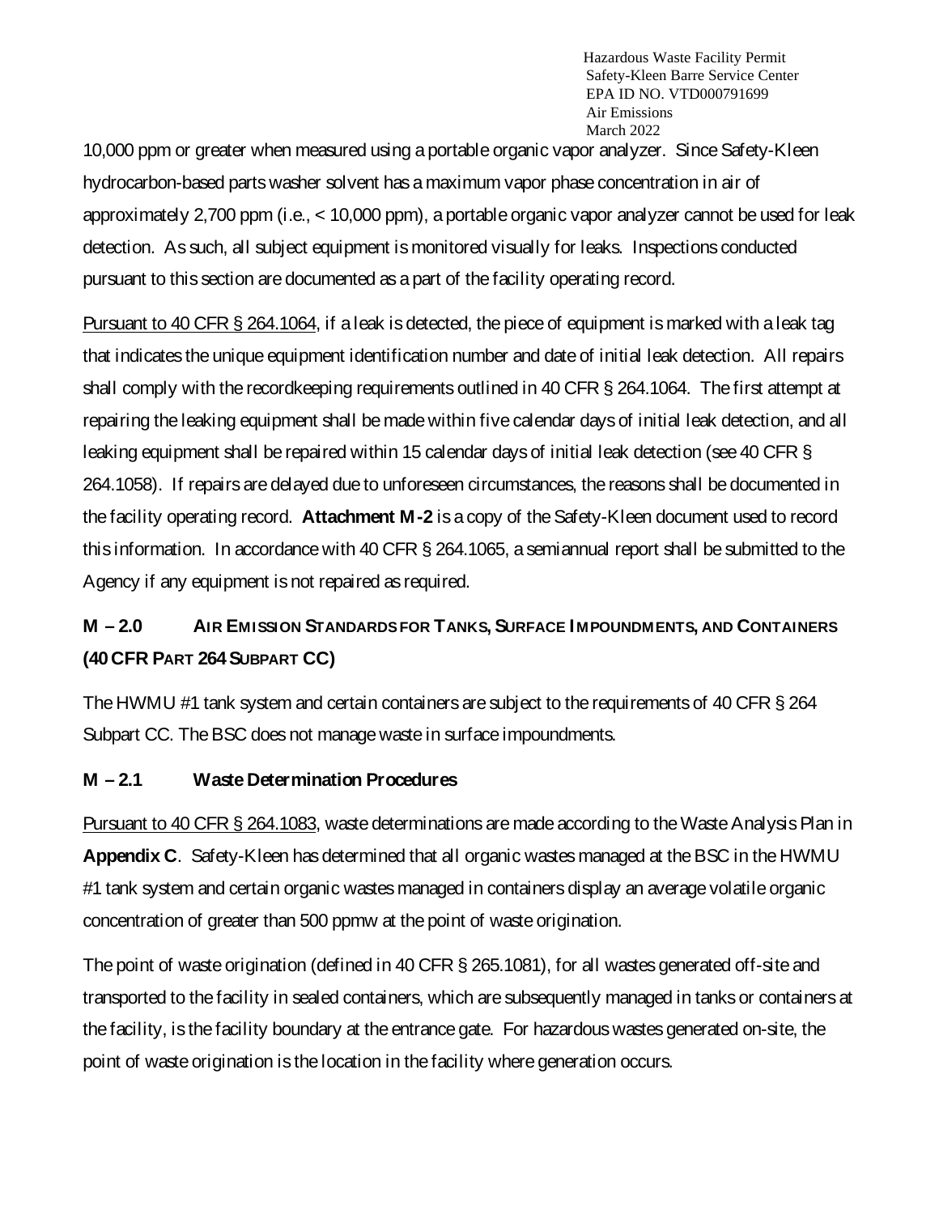10,000 ppm or greater when measured using a portable organic vapor analyzer. Since Safety-Kleen hydrocarbon-based parts washer solvent has a maximum vapor phase concentration in air of approximately 2,700 ppm (i.e., < 10,000 ppm), a portable organic vapor analyzer cannot be used for leak detection. As such, all subject equipment is monitored visually for leaks. Inspections conducted pursuant to this section are documented as a part of the facility operating record.

Pursuant to 40 CFR § 264.1064, if a leak is detected, the piece of equipment is marked with a leak tag that indicates the unique equipment identification number and date of initial leak detection. All repairs shall comply with the recordkeeping requirements outlined in 40 CFR § 264.1064. The first attempt at repairing the leaking equipment shall be made within five calendar days of initial leak detection, and all leaking equipment shall be repaired within 15 calendar days of initial leak detection (see 40 CFR § 264.1058). If repairs are delayed due to unforeseen circumstances, the reasons shall be documented in the facility operating record. **Attachment M-2** is a copy of the Safety-Kleen document used to record this information. In accordance with 40 CFR § 264.1065, a semiannual report shall be submitted to the Agency if any equipment is not repaired as required.

## M – 2.0 AIR EMISSION STANDARDS FOR TANKS, SURFACE IMPOUNDMENTS, AND CONTAINERS (40 CFR PART 264 SUBPART CC)

The HWMU #1 tank system and certain containers are subject to the requirements of 40 CFR § 264 Subpart CC. The BSC does not manage waste in surface impoundments.

### M – 2.1 Waste Determination Procedures

Pursuant to 40 CFR § 264.1083, waste determinations are made according to the Waste Analysis Plan in **Appendix C**. Safety-Kleen has determined that all organic wastes managed at the BSC in the HWMU #1 tank system and certain organic wastes managed in containers display an average volatile organic concentration of greater than 500 ppmw at the point of waste origination.

The point of waste origination (defined in 40 CFR § 265.1081), for all wastes generated off-site and transported to the facility in sealed containers, which are subsequently managed in tanks or containers at the facility, is the facility boundary at the entrance gate. For hazardous wastes generated on-site, the point of waste origination is the location in the facility where generation occurs.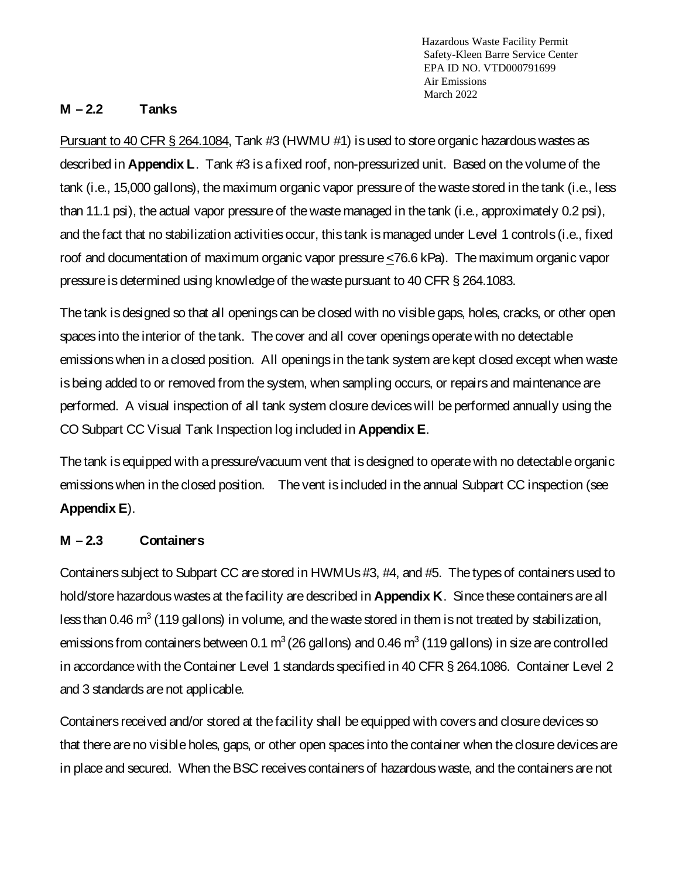## M – 2.2 Tanks

Pursuant to 40 CFR § 264.1084, Tank #3 (HWMU #1) is used to store organic hazardous wastes as described in **Appendix L**. Tank #3 is a fixed roof, non-pressurized unit. Based on the volume of the tank (i.e., 15,000 gallons), the maximum organic vapor pressure of the waste stored in the tank (i.e., less than 11.1 psi), the actual vapor pressure of the waste managed in the tank (i.e., approximately 0.2 psi), and the fact that no stabilization activities occur, this tank is managed under Level 1 controls (i.e., fixed roof and documentation of maximum organic vapor pressure ≤76.6 kPa). The maximum organic vapor pressure is determined using knowledge of the waste pursuant to 40 CFR § 264.1083.

The tank is designed so that all openings can be closed with no visible gaps, holes, cracks, or other open spaces into the interior of the tank. The cover and all cover openings operate with no detectable emissions when in a closed position. All openings in the tank system are kept closed except when waste is being added to or removed from the system, when sampling occurs, or repairs and maintenance are performed. A visual inspection of all tank system closure devices will be performed annually using the CO Subpart CC Visual Tank Inspection log included in **Appendix E**.

The tank is equipped with a pressure/vacuum vent that is designed to operate with no detectable organic emissions when in the closed position. The vent is included in the annual Subpart CC inspection (see **Appendix E**).

## M – 2.3 Containers

Containers subject to Subpart CC are stored in HWMUs #3, #4, and #5. The types of containers used to hold/store hazardous wastes at the facility are described in **Appendix K**. Since these containers are all less than 0.46 $m^3$ (119 gallons) in volume, and the waste stored in them is not treated by stabilization, emissions from containers between 0.1 $m^3$ (26 gallons) and 0.46 $m^3$ (119 gallons) in size are controlled in accordance with the Container Level 1 standards specified in 40 CFR § 264.1086. Container Level 2 and 3 standards are not applicable.

Containers received and/or stored at the facility shall be equipped with covers and closure devices so that there are no visible holes, gaps, or other open spaces into the container when the closure devices are in place and secured. When the BSC receives containers of hazardous waste, and the containers are not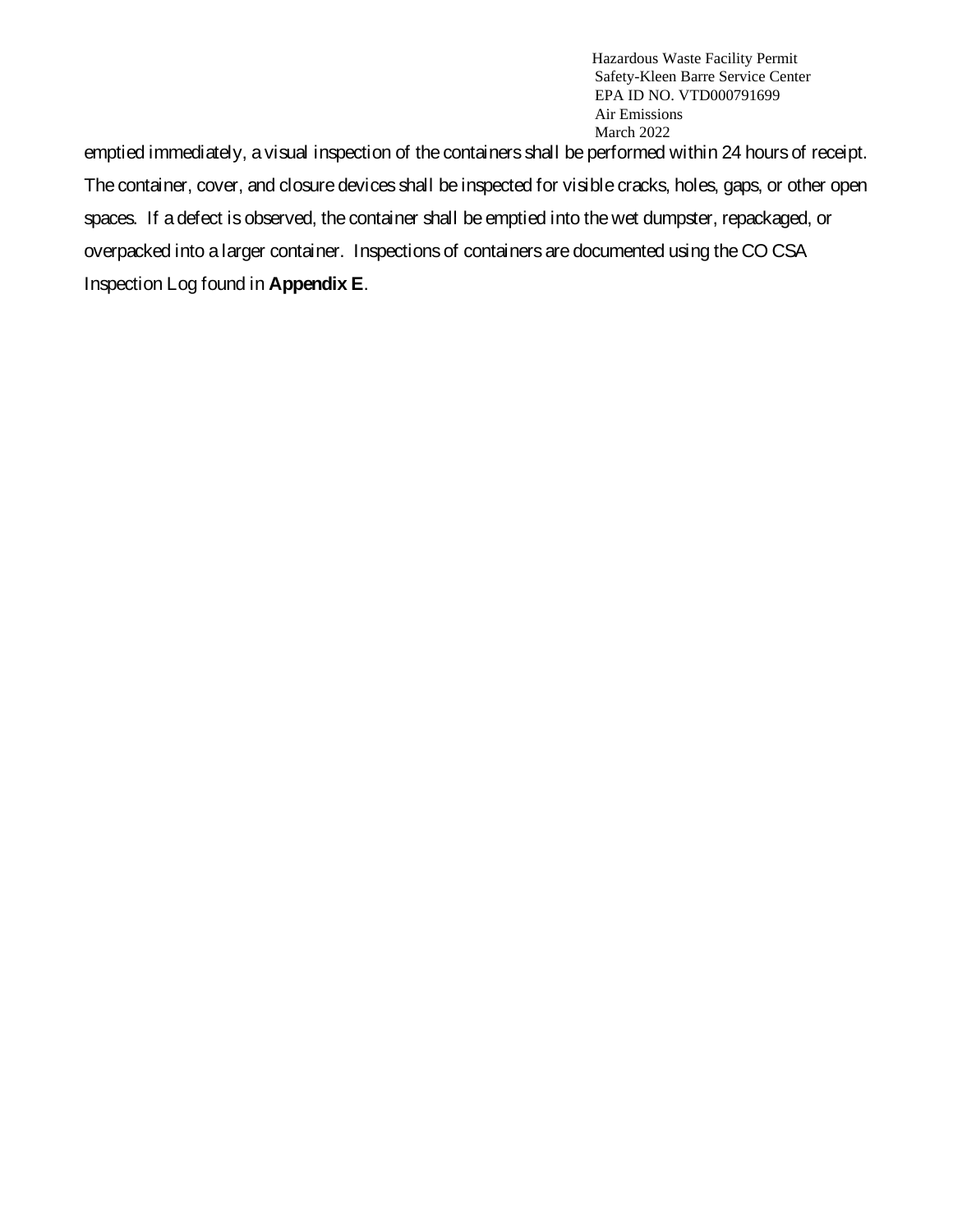emptied immediately, a visual inspection of the containers shall be performed within 24 hours of receipt. The container, cover, and closure devices shall be inspected for visible cracks, holes, gaps, or other open spaces. If a defect is observed, the container shall be emptied into the wet dumpster, repackaged, or overpacked into a larger container. Inspections of containers are documented using the CO CSA Inspection Log found in **Appendix E**.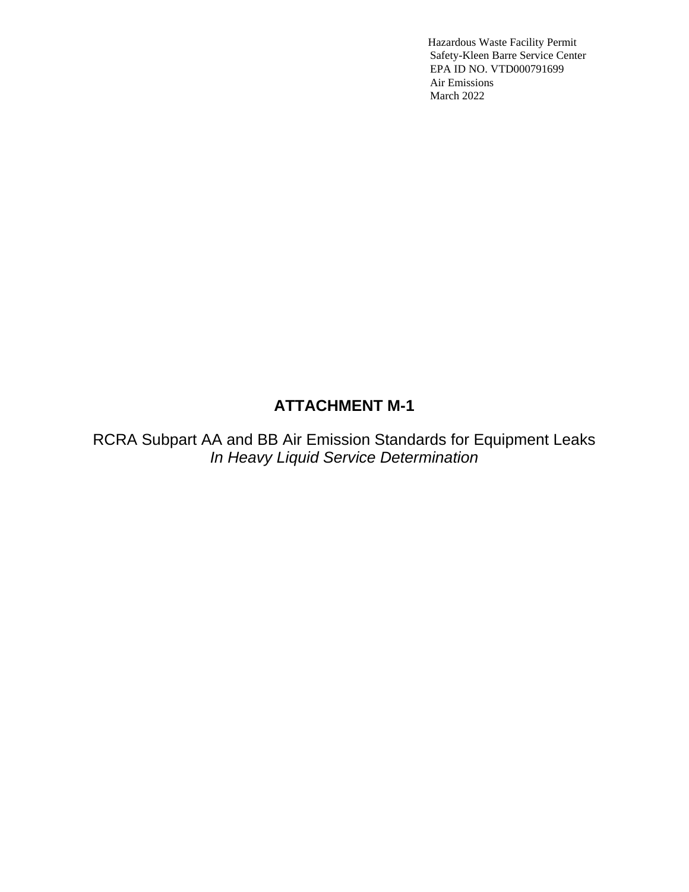# ATTACHMENT M-1

RCRA Subpart AA and BB Air Emission Standards for Equipment Leaks
*In Heavy Liquid Service Determination*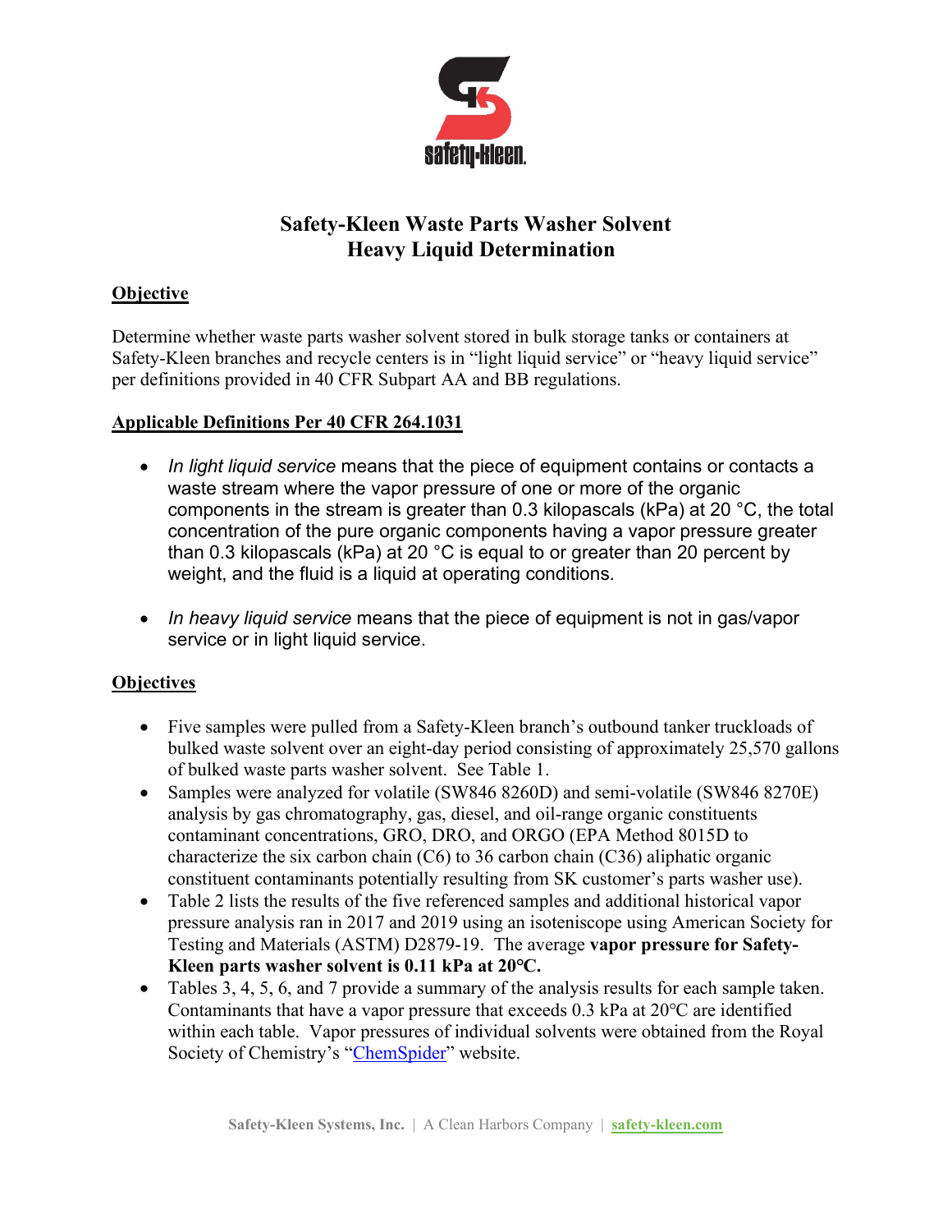# Safety-Kleen Waste Parts Washer Solvent
# Heavy Liquid Determination

## Objective

Determine whether waste parts washer solvent stored in bulk storage tanks or containers at Safety-Kleen branches and recycle centers is in "light liquid service" or "heavy liquid service" per definitions provided in 40 CFR Subpart AA and BB regulations.

## Applicable Definitions Per 40 CFR 264.1031

- *In light liquid service* means that the piece of equipment contains or contacts a waste stream where the vapor pressure of one or more of the organic components in the stream is greater than 0.3 kilopascals (kPa) at 20 °C, the total concentration of the pure organic components having a vapor pressure greater than 0.3 kilopascals (kPa) at 20 °C is equal to or greater than 20 percent by weight, and the fluid is a liquid at operating conditions.
- *In heavy liquid service* means that the piece of equipment is not in gas/vapor service or in light liquid service.

## Objectives

- Five samples were pulled from a Safety-Kleen branch's outbound tanker truckloads of bulked waste solvent over an eight-day period consisting of approximately 25,570 gallons of bulked waste parts washer solvent. See Table 1.
- Samples were analyzed for volatile (SW846 8260D) and semi-volatile (SW846 8270E) analysis by gas chromatography, gas, diesel, and oil-range organic constituents contaminant concentrations, GRO, DRO, and ORGO (EPA Method 8015D to characterize the six carbon chain (C6) to 36 carbon chain (C36) aliphatic organic constituent contaminants potentially resulting from SK customer's parts washer use).
- Table 2 lists the results of the five referenced samples and additional historical vapor pressure analysis ran in 2017 and 2019 using an isoteniscope using American Society for Testing and Materials (ASTM) D2879-19. The average **vapor pressure for Safety-Kleen parts washer solvent is 0.11 kPa at 20°C.**
- Tables 3, 4, 5, 6, and 7 provide a summary of the analysis results for each sample taken. Contaminants that have a vapor pressure that exceeds 0.3 kPa at 20°C are identified within each table. Vapor pressures of individual solvents were obtained from the Royal Society of Chemistry's "ChemSpider" website.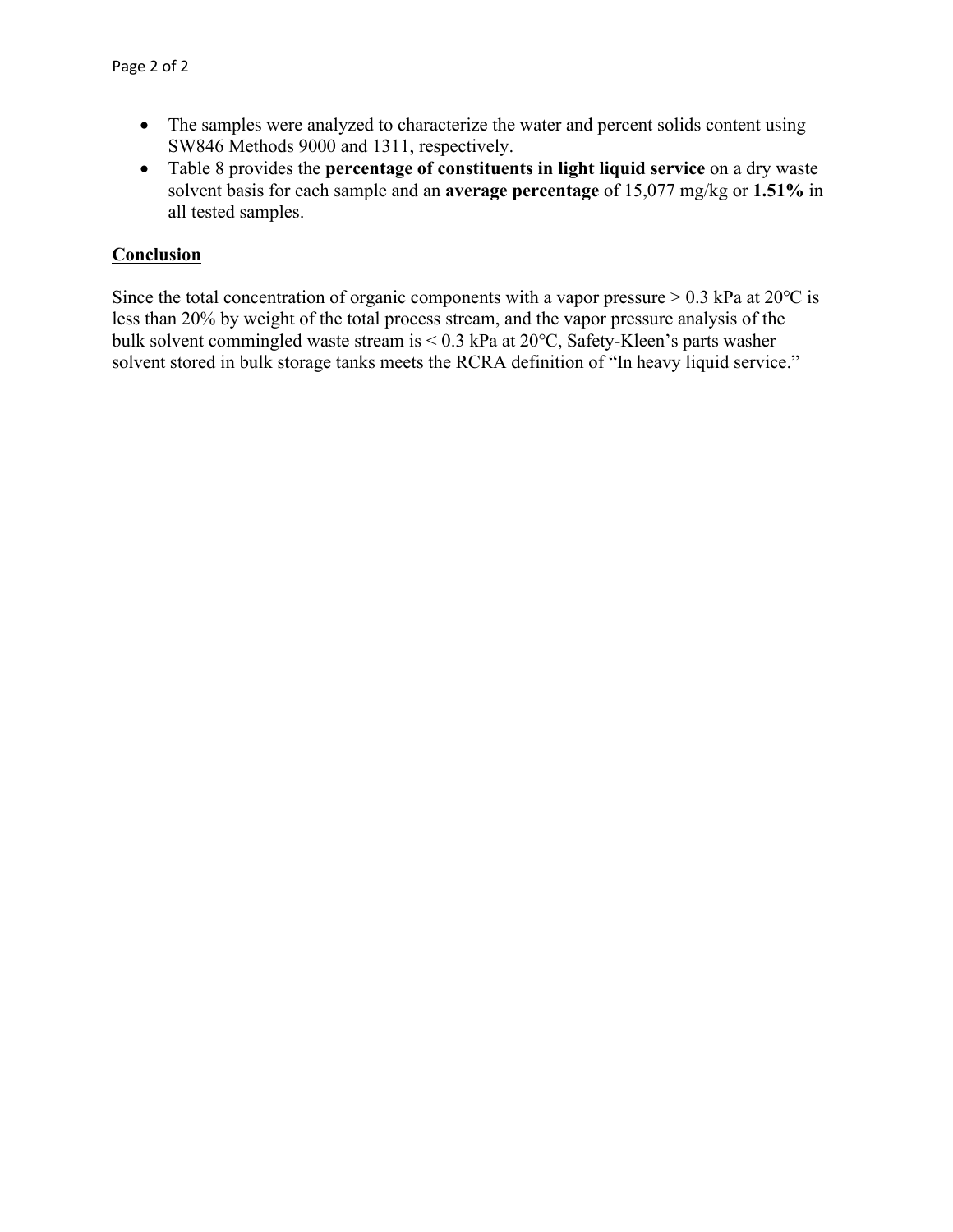- The samples were analyzed to characterize the water and percent solids content using SW846 Methods 9000 and 1311, respectively.
- Table 8 provides the **percentage of constituents in light liquid service** on a dry waste solvent basis for each sample and an **average percentage** of 15,077 mg/kg or **1.51%** in all tested samples.

## Conclusion

Since the total concentration of organic components with a vapor pressure > 0.3 kPa at 20°C is less than 20% by weight of the total process stream, and the vapor pressure analysis of the bulk solvent commingled waste stream is < 0.3 kPa at 20°C, Safety-Kleen's parts washer solvent stored in bulk storage tanks meets the RCRA definition of "In heavy liquid service."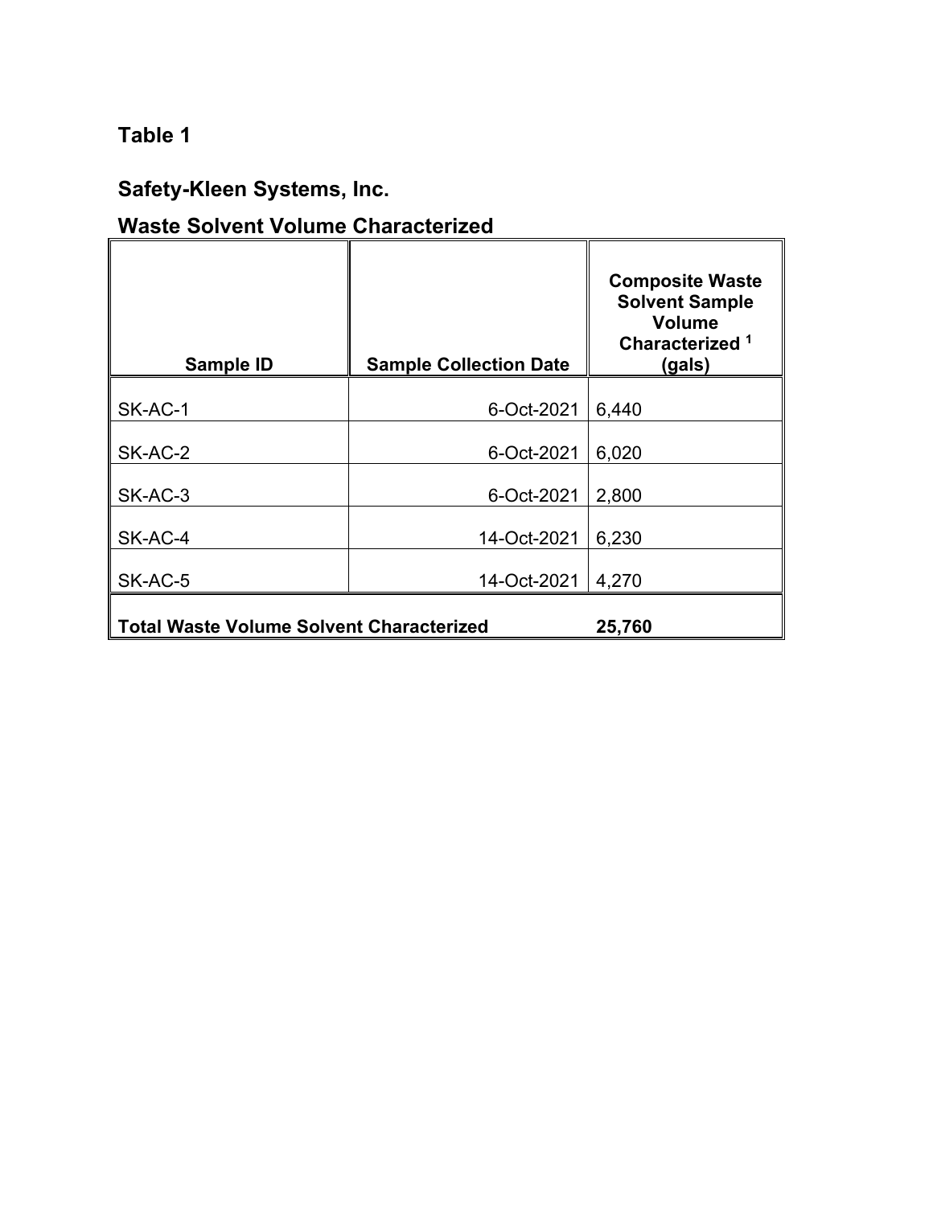## Table 1

## Safety-Kleen Systems, Inc.

## Waste Solvent Volume Characterized

| Sample ID | Sample Collection Date | Composite Waste Solvent Sample Volume Characterized [1] (gals) |
|---|---|---|
| SK-AC-1 | 6-Oct-2021 | 6,440 |
| SK-AC-2 | 6-Oct-2021 | 6,020 |
| SK-AC-3 | 6-Oct-2021 | 2,800 |
| SK-AC-4 | 14-Oct-2021 | 6,230 |
| SK-AC-5 | 14-Oct-2021 | 4,270 |
| **Total Waste Volume Solvent Characterized** | | **25,760** |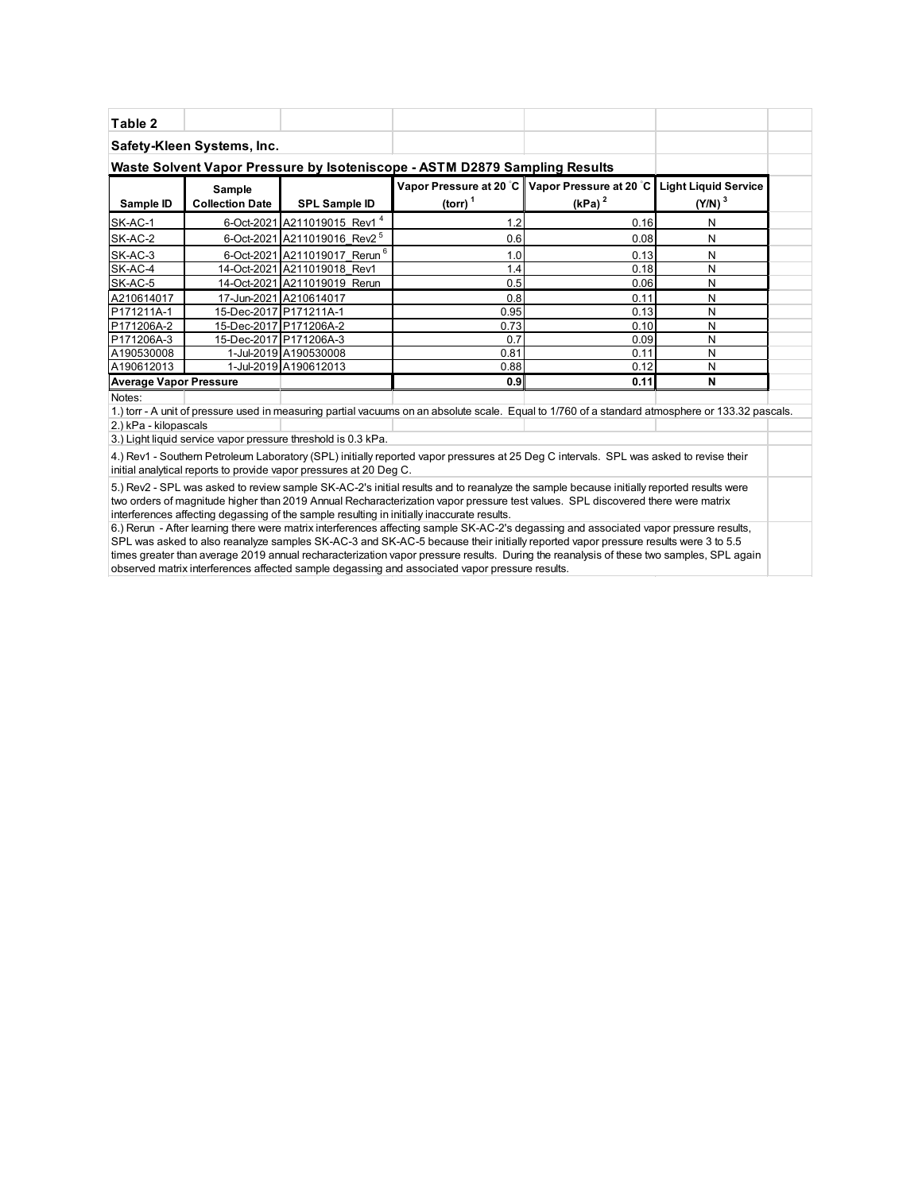**Table 2**

**Safety-Kleen Systems, Inc.**

**Waste Solvent Vapor Pressure by Isoteniscope - ASTM D2879 Sampling Results**

| Sample ID | Sample Collection Date | SPL Sample ID | Vapor Pressure at 20 °C (torr) [1] | Vapor Pressure at 20 °C (kPa) [2] | Light Liquid Service (Y/N) [3] |
|---|---|---|---|---|---|
| SK-AC-1 | 6-Oct-2021 | A211019015_Rev1 [4] | 1.2 | 0.16 | N |
| SK-AC-2 | 6-Oct-2021 | A211019016_Rev2 [5] | 0.6 | 0.08 | N |
| SK-AC-3 | 6-Oct-2021 | A211019017_Rerun [6] | 1.0 | 0.13 | N |
| SK-AC-4 | 14-Oct-2021 | A211019018_Rev1 | 1.4 | 0.18 | N |
| SK-AC-5 | 14-Oct-2021 | A211019019_Rerun | 0.5 | 0.06 | N |
| A210614017 | 17-Jun-2021 | A210614017 | 0.8 | 0.11 | N |
| P171211A-1 | 15-Dec-2017 | P171211A-1 | 0.95 | 0.13 | N |
| P171206A-2 | 15-Dec-2017 | P171206A-2 | 0.73 | 0.10 | N |
| P171206A-3 | 15-Dec-2017 | P171206A-3 | 0.7 | 0.09 | N |
| A190530008 | 1-Jul-2019 | A190530008 | 0.81 | 0.11 | N |
| A190612013 | 1-Jul-2019 | A190612013 | 0.88 | 0.12 | N |
| **Average Vapor Pressure** | | | **0.9** | **0.11** | **N** |

Notes:

1.) torr - A unit of pressure used in measuring partial vacuums on an absolute scale. Equal to 1/760 of a standard atmosphere or 133.32 pascals.

2.) kPa - kilopascals

3.) Light liquid service vapor pressure threshold is 0.3 kPa.

4.) Rev1 - Southern Petroleum Laboratory (SPL) initially reported vapor pressures at 25 Deg C intervals. SPL was asked to revise their initial analytical reports to provide vapor pressures at 20 Deg C.

5.) Rev2 - SPL was asked to review sample SK-AC-2's initial results and to reanalyze the sample because initially reported results were two orders of magnitude higher than 2019 Annual Recharacterization vapor pressure test values. SPL discovered there were matrix interferences affecting degassing of the sample resulting in initially inaccurate results.

6.) Rerun - After learning there were matrix interferences affecting sample SK-AC-2's degassing and associated vapor pressure results, SPL was asked to also reanalyze samples SK-AC-3 and SK-AC-5 because their initially reported vapor pressure results were 3 to 5.5 times greater than average 2019 annual recharacterization vapor pressure results. During the reanalysis of these two samples, SPL again observed matrix interferences affected sample degassing and associated vapor pressure results.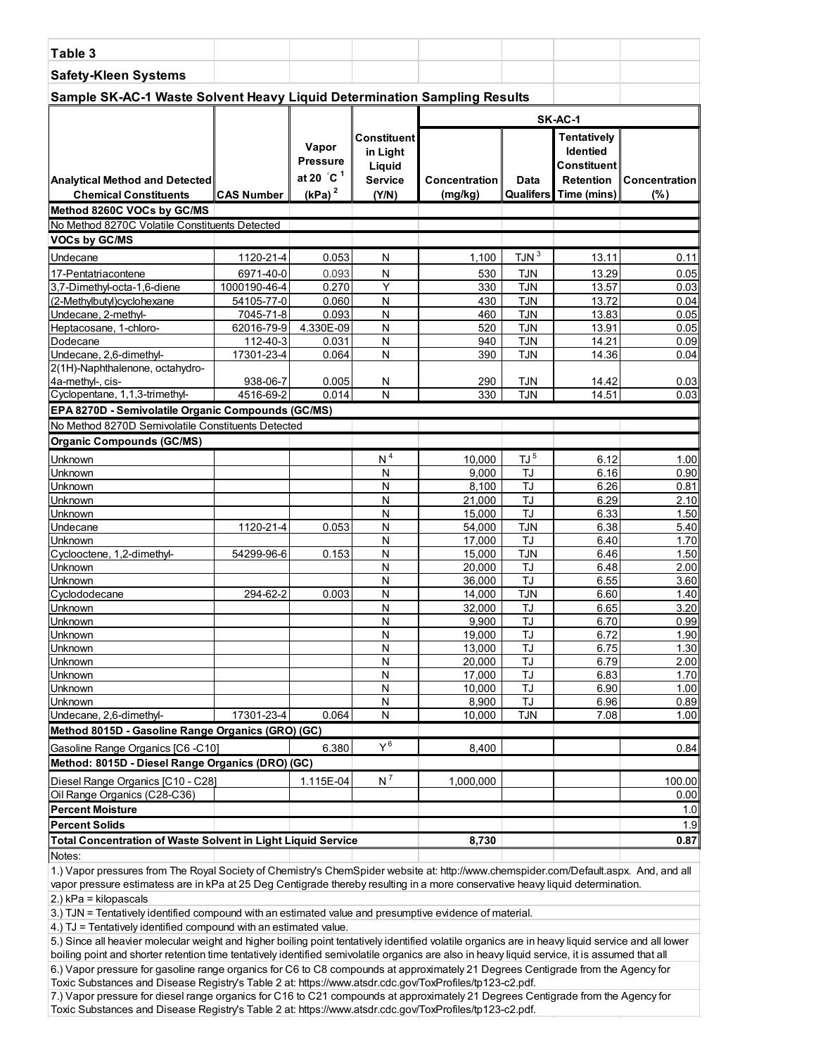**Table 3**

**Safety-Kleen Systems**

**Sample SK-AC-1 Waste Solvent Heavy Liquid Determination Sampling Results**

| Analytical Method and Detected Chemical Constituents | CAS Number | Vapor Pressure at 20 °C [1] (kPa) [2] | Constituent in Light Liquid Service (Y/N) | SK-AC-1 Concentration (mg/kg) | Data Qualifers | Tentatively Identied Constituent Retention Time (mins) | Concentration (%) |
|---|---|---|---|---|---|---|---|
| **Method 8260C VOCs by GC/MS** | | | | | | | |
| No Method 8270C Volatile Constituents Detected | | | | | | | |
| **VOCs by GC/MS** | | | | | | | |
| Undecane | 1120-21-4 | 0.053 | N | 1,100 | TJN [3] | 13.11 | 0.11 |
| 17-Pentatriacontene | 6971-40-0 | 0.093 | N | 530 | TJN | 13.29 | 0.05 |
| 3,7-Dimethyl-octa-1,6-diene | 1000190-46-4 | 0.270 | Y | 330 | TJN | 13.57 | 0.03 |
| (2-Methylbutyl)cyclohexane | 54105-77-0 | 0.060 | N | 430 | TJN | 13.72 | 0.04 |
| Undecane, 2-methyl- | 7045-71-8 | 0.093 | N | 460 | TJN | 13.83 | 0.05 |
| Heptacosane, 1-chloro- | 62016-79-9 | 4.330E-09 | N | 520 | TJN | 13.91 | 0.05 |
| Dodecane | 112-40-3 | 0.031 | N | 940 | TJN | 14.21 | 0.09 |
| Undecane, 2,6-dimethyl- | 17301-23-4 | 0.064 | N | 390 | TJN | 14.36 | 0.04 |
| 2(1H)-Naphthalenone, octahydro-4a-methyl-, cis- | 938-06-7 | 0.005 | N | 290 | TJN | 14.42 | 0.03 |
| Cyclopentane, 1,1,3-trimethyl- | 4516-69-2 | 0.014 | N | 330 | TJN | 14.51 | 0.03 |
| **EPA 8270D - Semivolatile Organic Compounds (GC/MS)** | | | | | | | |
| No Method 8270D Semivolatile Constituents Detected | | | | | | | |
| **Organic Compounds (GC/MS)** | | | | | | | |
| Unknown | | | N [4] | 10,000 | TJ [5] | 6.12 | 1.00 |
| Unknown | | | N | 9,000 | TJ | 6.16 | 0.90 |
| Unknown | | | N | 8,100 | TJ | 6.26 | 0.81 |
| Unknown | | | N | 21,000 | TJ | 6.29 | 2.10 |
| Unknown | | | N | 15,000 | TJ | 6.33 | 1.50 |
| Undecane | 1120-21-4 | 0.053 | N | 54,000 | TJN | 6.38 | 5.40 |
| Unknown | | | N | 17,000 | TJ | 6.40 | 1.70 |
| Cyclooctene, 1,2-dimethyl- | 54299-96-6 | 0.153 | N | 15,000 | TJN | 6.46 | 1.50 |
| Unknown | | | N | 20,000 | TJ | 6.48 | 2.00 |
| Unknown | | | N | 36,000 | TJ | 6.55 | 3.60 |
| Cyclododecane | 294-62-2 | 0.003 | N | 14,000 | TJN | 6.60 | 1.40 |
| Unknown | | | N | 32,000 | TJ | 6.65 | 3.20 |
| Unknown | | | N | 9,900 | TJ | 6.70 | 0.99 |
| Unknown | | | N | 19,000 | TJ | 6.72 | 1.90 |
| Unknown | | | N | 13,000 | TJ | 6.75 | 1.30 |
| Unknown | | | N | 20,000 | TJ | 6.79 | 2.00 |
| Unknown | | | N | 17,000 | TJ | 6.83 | 1.70 |
| Unknown | | | N | 10,000 | TJ | 6.90 | 1.00 |
| Unknown | | | N | 8,900 | TJ | 6.96 | 0.89 |
| Undecane, 2,6-dimethyl- | 17301-23-4 | 0.064 | N | 10,000 | TJN | 7.08 | 1.00 |
| **Method 8015D - Gasoline Range Organics (GRO) (GC)** | | | | | | | |
| Gasoline Range Organics [C6 -C10] | | 6.380 | Y [6] | 8,400 | | | 0.84 |
| **Method: 8015D - Diesel Range Organics (DRO) (GC)** | | | | | | | |
| Diesel Range Organics [C10 - C28] | | 1.115E-04 | N [7] | 1,000,000 | | | 100.00 |
| Oil Range Organics (C28-C36) | | | | | | | 0.00 |
| **Percent Moisture** | | | | | | | 1.0 |
| **Percent Solids** | | | | | | | 1.9 |
| **Total Concentration of Waste Solvent in Light Liquid Service** | | | | **8,730** | | | **0.87** |

Notes:

1.) Vapor pressures from The Royal Society of Chemistry's ChemSpider website at: http://www.chemspider.com/Default.aspx. And, and all vapor pressure estimatess are in kPa at 25 Deg Centigrade thereby resulting in a more conservative heavy liquid determination.

2.) kPa = kilopascals

3.) TJN = Tentatively identified compound with an estimated value and presumptive evidence of material.

4.) TJ = Tentatively identified compound with an estimated value.

5.) Since all heavier molecular weight and higher boiling point tentatively identified volatile organics are in heavy liquid service and all lower boiling point and shorter retention time tentatively identified semivolatile organics are also in heavy liquid service, it is assumed that all

6.) Vapor pressure for gasoline range organics for C6 to C8 compounds at approximately 21 Degrees Centigrade from the Agency for Toxic Substances and Disease Registry's Table 2 at: https://www.atsdr.cdc.gov/ToxProfiles/tp123-c2.pdf.

7.) Vapor pressure for diesel range organics for C16 to C21 compounds at approximately 21 Degrees Centigrade from the Agency for Toxic Substances and Disease Registry's Table 2 at: https://www.atsdr.cdc.gov/ToxProfiles/tp123-c2.pdf.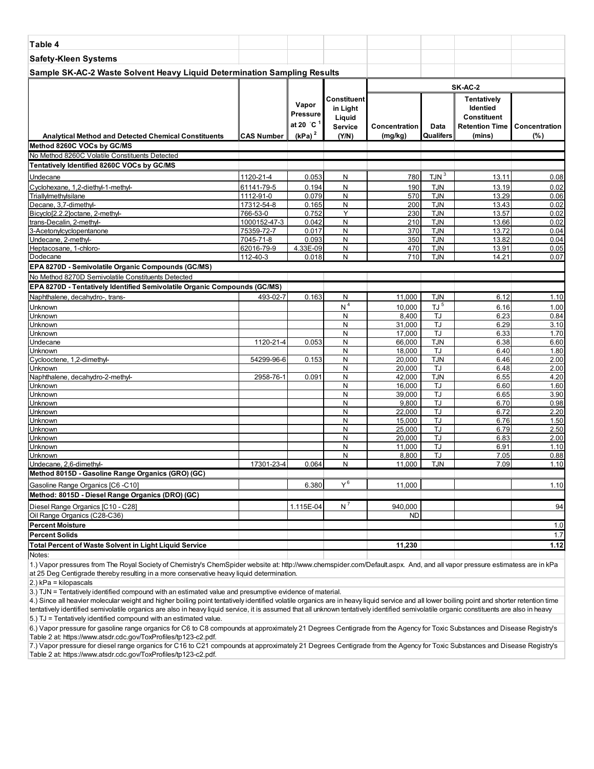**Table 4**

**Safety-Kleen Systems**

**Sample SK-AC-2 Waste Solvent Heavy Liquid Determination Sampling Results**

| Analytical Method and Detected Chemical Constituents | CAS Number | Vapor Pressure at 20 °C [1] (kPa) [2] | Constituent in Light Liquid Service (Y/N) | SK-AC-2 Concentration (mg/kg) | Data Qualifers | Tentatively Identied Constituent Retention Time (mins) | Concentration (%) |
|---|---|---|---|---|---|---|---|
| **Method 8260C VOCs by GC/MS** | | | | | | | |
| No Method 8260C Volatile Constituents Detected | | | | | | | |
| **Tentatively Identified 8260C VOCs by GC/MS** | | | | | | | |
| Undecane | 1120-21-4 | 0.053 | N | 780 | TJN [3] | 13.11 | 0.08 |
| Cyclohexane, 1,2-diethyl-1-methyl- | 61141-79-5 | 0.194 | N | 190 | TJN | 13.19 | 0.02 |
| Triallylmethylsilane | 1112-91-0 | 0.079 | N | 570 | TJN | 13.29 | 0.06 |
| Decane, 3,7-dimethyl- | 17312-54-8 | 0.165 | N | 200 | TJN | 13.43 | 0.02 |
| Bicyclo[2.2.2]octane, 2-methyl- | 766-53-0 | 0.752 | Y | 230 | TJN | 13.57 | 0.02 |
| trans-Decalin, 2-methyl- | 1000152-47-3 | 0.042 | N | 210 | TJN | 13.66 | 0.02 |
| 3-Acetonylcyclopentanone | 75359-72-7 | 0.017 | N | 370 | TJN | 13.72 | 0.04 |
| Undecane, 2-methyl- | 7045-71-8 | 0.093 | N | 350 | TJN | 13.82 | 0.04 |
| Heptacosane, 1-chloro- | 62016-79-9 | 4.33E-09 | N | 470 | TJN | 13.91 | 0.05 |
| Dodecane | 112-40-3 | 0.018 | N | 710 | TJN | 14.21 | 0.07 |
| **EPA 8270D - Semivolatile Organic Compounds (GC/MS)** | | | | | | | |
| No Method 8270D Semivolatile Constituents Detected | | | | | | | |
| **EPA 8270D - Tentatively Identified Semivolatile Organic Compounds (GC/MS)** | | | | | | | |
| Naphthalene, decahydro-, trans- | 493-02-7 | 0.163 | N | 11,000 | TJN | 6.12 | 1.10 |
| Unknown | | | N [4] | 10,000 | TJ [5] | 6.16 | 1.00 |
| Unknown | | | N | 8,400 | TJ | 6.23 | 0.84 |
| Unknown | | | N | 31,000 | TJ | 6.29 | 3.10 |
| Unknown | | | N | 17,000 | TJ | 6.33 | 1.70 |
| Undecane | 1120-21-4 | 0.053 | N | 66,000 | TJN | 6.38 | 6.60 |
| Unknown | | | N | 18,000 | TJ | 6.40 | 1.80 |
| Cyclooctene, 1,2-dimethyl- | 54299-96-6 | 0.153 | N | 20,000 | TJN | 6.46 | 2.00 |
| Unknown | | | N | 20,000 | TJ | 6.48 | 2.00 |
| Naphthalene, decahydro-2-methyl- | 2958-76-1 | 0.091 | N | 42,000 | TJN | 6.55 | 4.20 |
| Unknown | | | N | 16,000 | TJ | 6.60 | 1.60 |
| Unknown | | | N | 39,000 | TJ | 6.65 | 3.90 |
| Unknown | | | N | 9,800 | TJ | 6.70 | 0.98 |
| Unknown | | | N | 22,000 | TJ | 6.72 | 2.20 |
| Unknown | | | N | 15,000 | TJ | 6.76 | 1.50 |
| Unknown | | | N | 25,000 | TJ | 6.79 | 2.50 |
| Unknown | | | N | 20,000 | TJ | 6.83 | 2.00 |
| Unknown | | | N | 11,000 | TJ | 6.91 | 1.10 |
| Unknown | | | N | 8,800 | TJ | 7.05 | 0.88 |
| Undecane, 2,6-dimethyl- | 17301-23-4 | 0.064 | N | 11,000 | TJN | 7.09 | 1.10 |
| **Method 8015D - Gasoline Range Organics (GRO) (GC)** | | | | | | | |
| Gasoline Range Organics [C6 -C10] | | 6.380 | Y [6] | 11,000 | | | 1.10 |
| **Method: 8015D - Diesel Range Organics (DRO) (GC)** | | | | | | | |
| Diesel Range Organics [C10 - C28] | | 1.115E-04 | N [7] | 940,000 | | | 94 |
| Oil Range Organics (C28-C36) | | | | ND | | | |
| **Percent Moisture** | | | | | | | 1.0 |
| **Percent Solids** | | | | | | | 1.7 |
| **Total Percent of Waste Solvent in Light Liquid Service** | | | | **11,230** | | | **1.12** |

Notes:

1.) Vapor pressures from The Royal Society of Chemistry's ChemSpider website at: http://www.chemspider.com/Default.aspx. And, and all vapor pressure estimatess are in kPa at 25 Deg Centigrade thereby resulting in a more conservative heavy liquid determination.

2.) kPa = kilopascals

3.) TJN = Tentatively identified compound with an estimated value and presumptive evidence of material.

4.) Since all heavier molecular weight and higher boiling point tentatively identified volatile organics are in heavy liquid service and all lower boiling point and shorter retention time tentatively identified semivolatile organics are also in heavy liquid service, it is assumed that all unknown tentatively identified semivolatile organic constituents are also in heavy

5.) TJ = Tentatively identified compound with an estimated value.

6.) Vapor pressure for gasoline range organics for C6 to C8 compounds at approximately 21 Degrees Centigrade from the Agency for Toxic Substances and Disease Registry's Table 2 at: https://www.atsdr.cdc.gov/ToxProfiles/tp123-c2.pdf.

7.) Vapor pressure for diesel range organics for C16 to C21 compounds at approximately 21 Degrees Centigrade from the Agency for Toxic Substances and Disease Registry's Table 2 at: https://www.atsdr.cdc.gov/ToxProfiles/tp123-c2.pdf.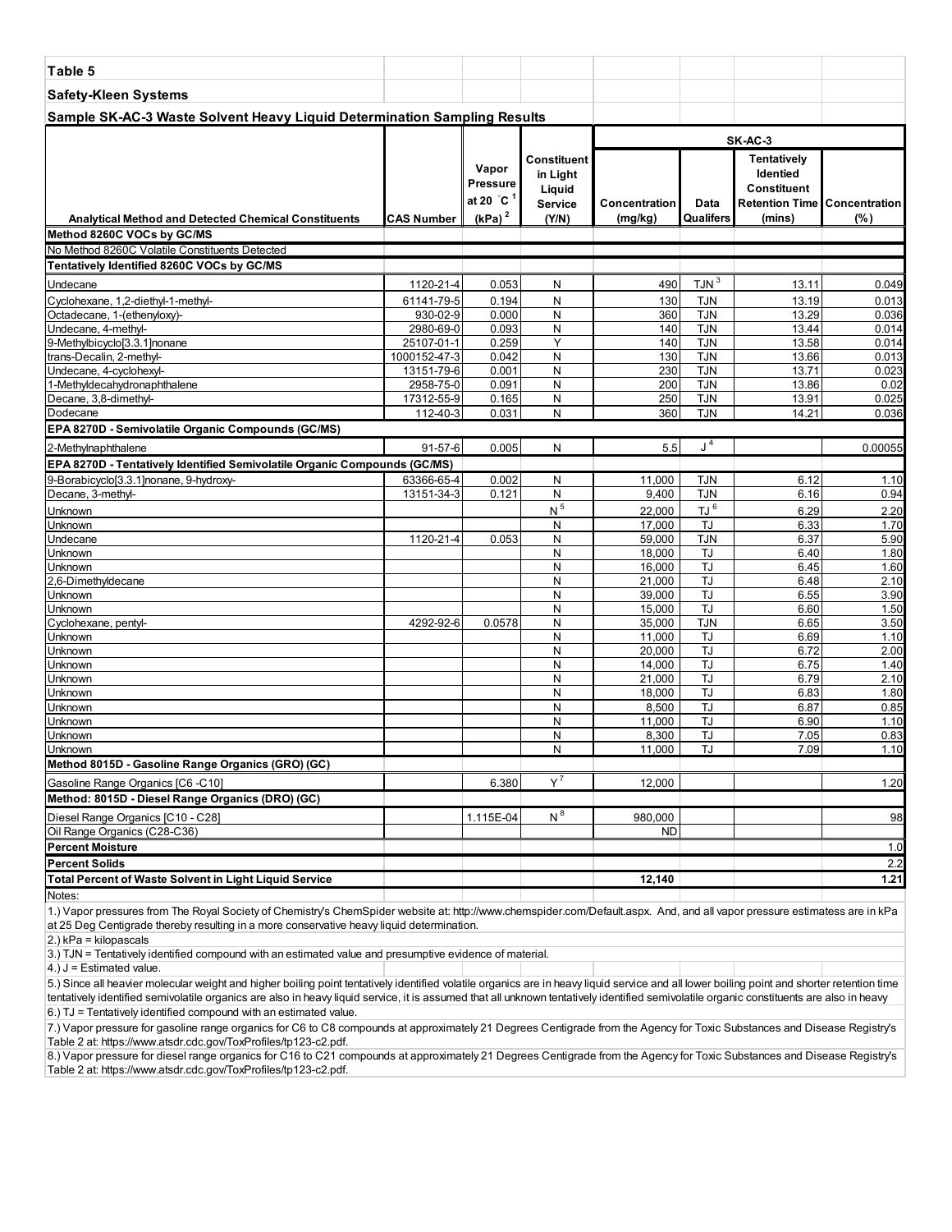**Table 5**

**Safety-Kleen Systems**

**Sample SK-AC-3 Waste Solvent Heavy Liquid Determination Sampling Results**

| | | | | SK-AC-3 | | | |
|---|---|---|---|---|---|---|---|
| **Analytical Method and Detected Chemical Constituents** | **CAS Number** | **Vapor Pressure at 20 °C [1] (kPa) [2]** | **Constituent in Light Liquid Service (Y/N)** | **Concentration (mg/kg)** | **Data Qualifers** | **Tentatively Identied Constituent Retention Time (mins)** | **Concentration (%)** |
| **Method 8260C VOCs by GC/MS** | | | | | | | |
| No Method 8260C Volatile Constituents Detected | | | | | | | |
| **Tentatively Identified 8260C VOCs by GC/MS** | | | | | | | |
| Undecane | 1120-21-4 | 0.053 | N | 490 | TJN [3] | 13.11 | 0.049 |
| Cyclohexane, 1,2-diethyl-1-methyl- | 61141-79-5 | 0.194 | N | 130 | TJN | 13.19 | 0.013 |
| Octadecane, 1-(ethenyloxy)- | 930-02-9 | 0.000 | N | 360 | TJN | 13.29 | 0.036 |
| Undecane, 4-methyl- | 2980-69-0 | 0.093 | N | 140 | TJN | 13.44 | 0.014 |
| 9-Methylbicyclo[3.3.1]nonane | 25107-01-1 | 0.259 | Y | 140 | TJN | 13.58 | 0.014 |
| trans-Decalin, 2-methyl- | 1000152-47-3 | 0.042 | N | 130 | TJN | 13.66 | 0.013 |
| Undecane, 4-cyclohexyl- | 13151-79-6 | 0.001 | N | 230 | TJN | 13.71 | 0.023 |
| 1-Methyldecahydronaphthalene | 2958-75-0 | 0.091 | N | 200 | TJN | 13.86 | 0.02 |
| Decane, 3,8-dimethyl- | 17312-55-9 | 0.165 | N | 250 | TJN | 13.91 | 0.025 |
| Dodecane | 112-40-3 | 0.031 | N | 360 | TJN | 14.21 | 0.036 |
| **EPA 8270D - Semivolatile Organic Compounds (GC/MS)** | | | | | | | |
| 2-Methylnaphthalene | 91-57-6 | 0.005 | N | 5.5 | J [4] | | 0.00055 |
| **EPA 8270D - Tentatively Identified Semivolatile Organic Compounds (GC/MS)** | | | | | | | |
| 9-Borabicyclo[3.3.1]nonane, 9-hydroxy- | 63366-65-4 | 0.002 | N | 11,000 | TJN | 6.12 | 1.10 |
| Decane, 3-methyl- | 13151-34-3 | 0.121 | N | 9,400 | TJN | 6.16 | 0.94 |
| Unknown | | | N [5] | 22,000 | TJ [6] | 6.29 | 2.20 |
| Unknown | | | N | 17,000 | TJ | 6.33 | 1.70 |
| Undecane | 1120-21-4 | 0.053 | N | 59,000 | TJN | 6.37 | 5.90 |
| Unknown | | | N | 18,000 | TJ | 6.40 | 1.80 |
| Unknown | | | N | 16,000 | TJ | 6.45 | 1.60 |
| 2,6-Dimethyldecane | | | N | 21,000 | TJ | 6.48 | 2.10 |
| Unknown | | | N | 39,000 | TJ | 6.55 | 3.90 |
| Unknown | | | N | 15,000 | TJ | 6.60 | 1.50 |
| Cyclohexane, pentyl- | 4292-92-6 | 0.0578 | N | 35,000 | TJN | 6.65 | 3.50 |
| Unknown | | | N | 11,000 | TJ | 6.69 | 1.10 |
| Unknown | | | N | 20,000 | TJ | 6.72 | 2.00 |
| Unknown | | | N | 14,000 | TJ | 6.75 | 1.40 |
| Unknown | | | N | 21,000 | TJ | 6.79 | 2.10 |
| Unknown | | | N | 18,000 | TJ | 6.83 | 1.80 |
| Unknown | | | N | 8,500 | TJ | 6.87 | 0.85 |
| Unknown | | | N | 11,000 | TJ | 6.90 | 1.10 |
| Unknown | | | N | 8,300 | TJ | 7.05 | 0.83 |
| Unknown | | | N | 11,000 | TJ | 7.09 | 1.10 |
| **Method 8015D - Gasoline Range Organics (GRO) (GC)** | | | | | | | |
| Gasoline Range Organics [C6 -C10] | | 6.380 | Y [7] | 12,000 | | | 1.20 |
| **Method: 8015D - Diesel Range Organics (DRO) (GC)** | | | | | | | |
| Diesel Range Organics [C10 - C28] | | 1.115E-04 | N [8] | 980,000 | | | 98 |
| Oil Range Organics (C28-C36) | | | | ND | | | |
| **Percent Moisture** | | | | | | | 1.0 |
| **Percent Solids** | | | | | | | 2.2 |
| **Total Percent of Waste Solvent in Light Liquid Service** | | | | **12,140** | | | **1.21** |

Notes:

1.) Vapor pressures from The Royal Society of Chemistry's ChemSpider website at: http://www.chemspider.com/Default.aspx. And, and all vapor pressure estimatess are in kPa at 25 Deg Centigrade thereby resulting in a more conservative heavy liquid determination.

2.) kPa = kilopascals

3.) TJN = Tentatively identified compound with an estimated value and presumptive evidence of material.

4.) J = Estimated value.

5.) Since all heavier molecular weight and higher boiling point tentatively identified volatile organics are in heavy liquid service and all lower boiling point and shorter retention time tentatively identified semivolatile organics are also in heavy liquid service, it is assumed that all unknown tentatively identified semivolatile organic constituents are also in heavy

6.) TJ = Tentatively identified compound with an estimated value.

7.) Vapor pressure for gasoline range organics for C6 to C8 compounds at approximately 21 Degrees Centigrade from the Agency for Toxic Substances and Disease Registry's Table 2 at: https://www.atsdr.cdc.gov/ToxProfiles/tp123-c2.pdf.

8.) Vapor pressure for diesel range organics for C16 to C21 compounds at approximately 21 Degrees Centigrade from the Agency for Toxic Substances and Disease Registry's Table 2 at: https://www.atsdr.cdc.gov/ToxProfiles/tp123-c2.pdf.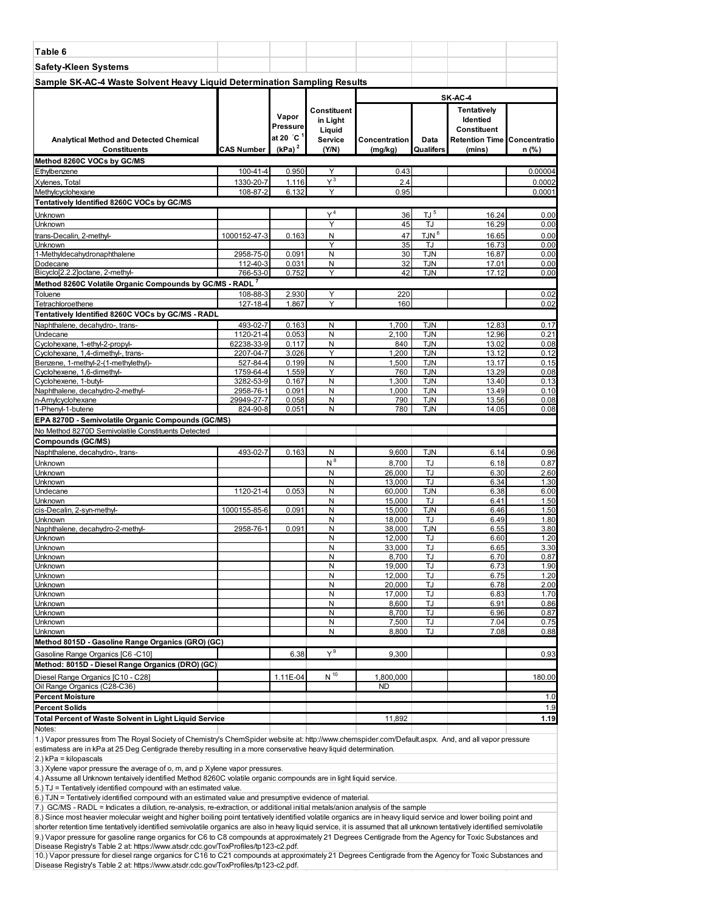**Table 6**

**Safety-Kleen Systems**

**Sample SK-AC-4 Waste Solvent Heavy Liquid Determination Sampling Results**

| Analytical Method and Detected Chemical Constituents | CAS Number | Vapor Pressure at 20 °C [1] (kPa) [2] | Constituent in Light Liquid Service (Y/N) | SK-AC-4 Concentration (mg/kg) | Data Qualifers | Tentatively Identied Constituent Retention Time (mins) | Concentration (%) |
|---|---|---|---|---|---|---|---|
| **Method 8260C VOCs by GC/MS** | | | | | | | |
| Ethylbenzene | 100-41-4 | 0.950 | Y | 0.43 | | | 0.00004 |
| Xylenes, Total | 1330-20-7 | 1.116 | Y [3] | 2.4 | | | 0.0002 |
| Methylcyclohexane | 108-87-2 | 6.132 | Y | 0.95 | | | 0.0001 |
| **Tentatively Identified 8260C VOCs by GC/MS** | | | | | | | |
| Unknown | | | Y [4] | 36 | TJ [5] | 16.24 | 0.00 |
| Unknown | | | Y | 45 | TJ | 16.29 | 0.00 |
| trans-Decalin, 2-methyl- | 1000152-47-3 | 0.163 | N | 47 | TJN [6] | 16.65 | 0.00 |
| Unknown | | | Y | 35 | TJ | 16.73 | 0.00 |
| 1-Methyldecahydronaphthalene | 2958-75-0 | 0.091 | N | 30 | TJN | 16.87 | 0.00 |
| Dodecane | 112-40-3 | 0.031 | N | 32 | TJN | 17.01 | 0.00 |
| Bicyclo[2.2.2]octane, 2-methyl- | 766-53-0 | 0.752 | Y | 42 | TJN | 17.12 | 0.00 |
| **Method 8260C Volatile Organic Compounds by GC/MS - RADL [7]** | | | | | | | |
| Toluene | 108-88-3 | 2.930 | Y | 220 | | | 0.02 |
| Tetrachloroethene | 127-18-4 | 1.867 | Y | 160 | | | 0.02 |
| **Tentatively Identified 8260C VOCs by GC/MS - RADL** | | | | | | | |
| Naphthalene, decahydro-, trans- | 493-02-7 | 0.163 | N | 1,700 | TJN | 12.83 | 0.17 |
| Undecane | 1120-21-4 | 0.053 | N | 2,100 | TJN | 12.96 | 0.21 |
| Cyclohexane, 1-ethyl-2-propyl- | 62238-33-9 | 0.117 | N | 840 | TJN | 13.02 | 0.08 |
| Cyclohexane, 1,4-dimethyl-, trans- | 2207-04-7 | 3.026 | Y | 1,200 | TJN | 13.12 | 0.12 |
| Benzene, 1-methyl-2-(1-methylethyl)- | 527-84-4 | 0.199 | N | 1,500 | TJN | 13.17 | 0.15 |
| Cyclohexene, 1,6-dimethyl- | 1759-64-4 | 1.559 | Y | 760 | TJN | 13.29 | 0.08 |
| Cyclohexene, 1-butyl- | 3282-53-9 | 0.167 | N | 1,300 | TJN | 13.40 | 0.13 |
| Naphthalene, decahydro-2-methyl- | 2958-76-1 | 0.091 | N | 1,000 | TJN | 13.49 | 0.10 |
| n-Amylcyclohexane | 29949-27-7 | 0.058 | N | 790 | TJN | 13.56 | 0.08 |
| 1-Phenyl-1-butene | 824-90-8 | 0.051 | N | 780 | TJN | 14.05 | 0.08 |
| **EPA 8270D - Semivolatile Organic Compounds (GC/MS)** | | | | | | | |
| No Method 8270D Semivolatile Constituents Detected | | | | | | | |
| **Compounds (GC/MS)** | | | | | | | |
| Naphthalene, decahydro-, trans- | 493-02-7 | 0.163 | N | 9,600 | TJN | 6.14 | 0.96 |
| Unknown | | | N [8] | 8,700 | TJ | 6.18 | 0.87 |
| Unknown | | | N | 26,000 | TJ | 6.30 | 2.60 |
| Unknown | | | N | 13,000 | TJ | 6.34 | 1.30 |
| Undecane | 1120-21-4 | 0.053 | N | 60,000 | TJN | 6.38 | 6.00 |
| Unknown | | | N | 15,000 | TJ | 6.41 | 1.50 |
| cis-Decalin, 2-syn-methyl- | 1000155-85-6 | 0.091 | N | 15,000 | TJN | 6.46 | 1.50 |
| Unknown | | | N | 18,000 | TJ | 6.49 | 1.80 |
| Naphthalene, decahydro-2-methyl- | 2958-76-1 | 0.091 | N | 38,000 | TJN | 6.55 | 3.80 |
| Unknown | | | N | 12,000 | TJ | 6.60 | 1.20 |
| Unknown | | | N | 33,000 | TJ | 6.65 | 3.30 |
| Unknown | | | N | 8,700 | TJ | 6.70 | 0.87 |
| Unknown | | | N | 19,000 | TJ | 6.73 | 1.90 |
| Unknown | | | N | 12,000 | TJ | 6.75 | 1.20 |
| Unknown | | | N | 20,000 | TJ | 6.78 | 2.00 |
| Unknown | | | N | 17,000 | TJ | 6.83 | 1.70 |
| Unknown | | | N | 8,600 | TJ | 6.91 | 0.86 |
| Unknown | | | N | 8,700 | TJ | 6.96 | 0.87 |
| Unknown | | | N | 7,500 | TJ | 7.04 | 0.75 |
| Unknown | | | N | 8,800 | TJ | 7.08 | 0.88 |
| **Method 8015D - Gasoline Range Organics (GRO) (GC)** | | | | | | | |
| Gasoline Range Organics [C6 -C10] | | 6.38 | Y [9] | 9,300 | | | 0.93 |
| **Method: 8015D - Diesel Range Organics (DRO) (GC)** | | | | | | | |
| Diesel Range Organics [C10 - C28] | | 1.11E-04 | N [10] | 1,800,000 | | | 180.00 |
| Oil Range Organics (C28-C36) | | | | ND | | | |
| **Percent Moisture** | | | | | | | 1.0 |
| **Percent Solids** | | | | | | | 1.9 |
| **Total Percent of Waste Solvent in Light Liquid Service** | | | | 11,892 | | | **1.19** |

Notes:

1.) Vapor pressures from The Royal Society of Chemistry's ChemSpider website at: http://www.chemspider.com/Default.aspx. And, and all vapor pressure estimatess are in kPa at 25 Deg Centigrade thereby resulting in a more conservative heavy liquid determination.

2.) kPa = kilopascals

3.) Xylene vapor pressure the average of o, m, and p Xylene vapor pressures.

4.) Assume all Unknown tentaively identified Method 8260C volatile organic compounds are in light liquid service.

5.) TJ = Tentatively identified compound with an estimated value.

6.) TJN = Tentatively identified compound with an estimated value and presumptive evidence of material.

7.) GC/MS - RADL = Indicates a dilution, re-analysis, re-extraction, or additional initial metals/anion analysis of the sample

8.) Since most heavier molecular weight and higher boiling point tentatively identified volatile organics are in heavy liquid service and lower boiling point and shorter retention time tentatively identified semivolatile organics are also in heavy liquid service, it is assumed that all unknown tentatively identified semivolatile

9.) Vapor pressure for gasoline range organics for C6 to C8 compounds at approximately 21 Degrees Centigrade from the Agency for Toxic Substances and Disease Registry's Table 2 at: https://www.atsdr.cdc.gov/ToxProfiles/tp123-c2.pdf.

10.) Vapor pressure for diesel range organics for C16 to C21 compounds at approximately 21 Degrees Centigrade from the Agency for Toxic Substances and Disease Registry's Table 2 at: https://www.atsdr.cdc.gov/ToxProfiles/tp123-c2.pdf.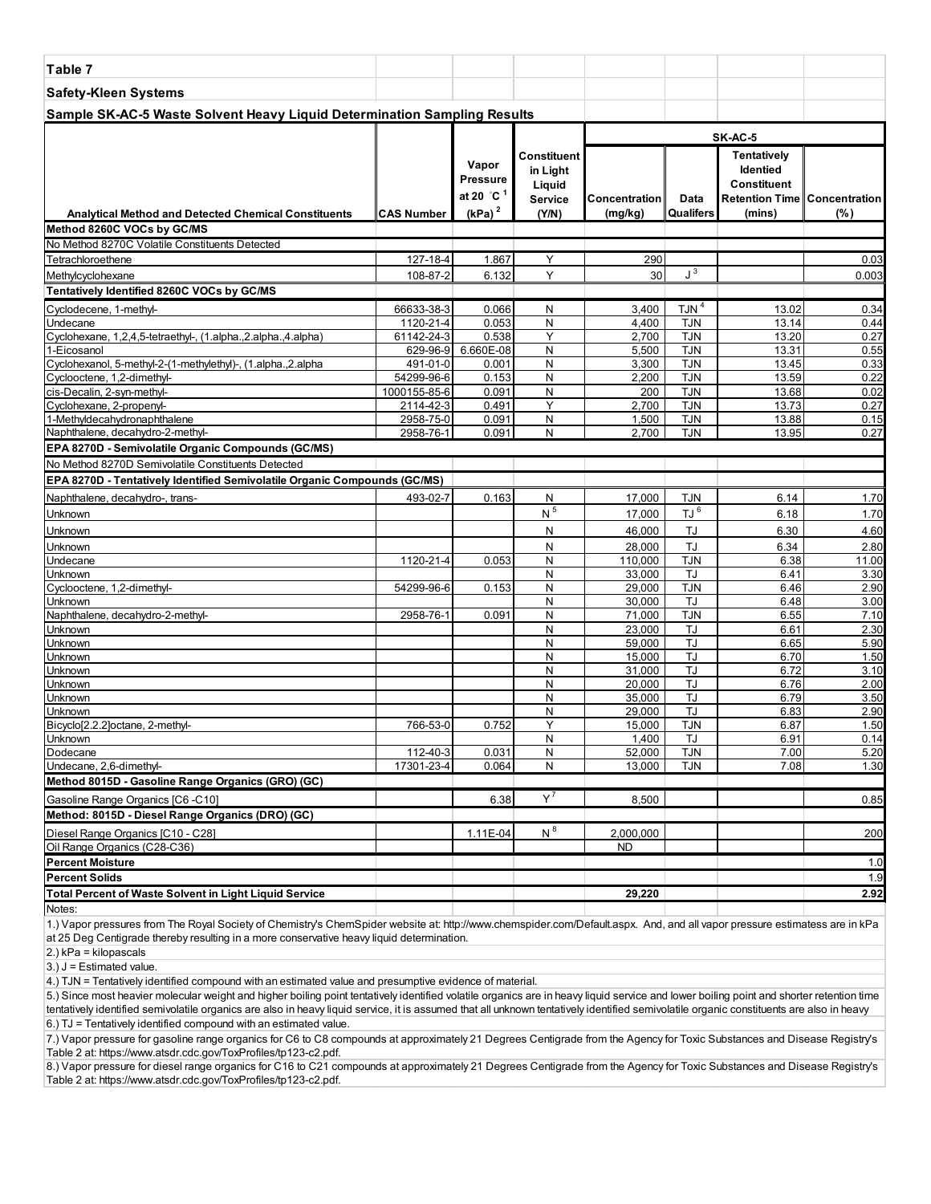**Table 7**

**Safety-Kleen Systems**

**Sample SK-AC-5 Waste Solvent Heavy Liquid Determination Sampling Results**

| Analytical Method and Detected Chemical Constituents | CAS Number | Vapor Pressure at 20 °C [1] (kPa) [2] | Constituent in Light Liquid Service (Y/N) | SK-AC-5 Concentration (mg/kg) | Data Qualifers | Tentatively Identied Constituent Retention Time (mins) | Concentration (%) |
|---|---|---|---|---|---|---|---|
| **Method 8260C VOCs by GC/MS** | | | | | | | |
| No Method 8270C Volatile Constituents Detected | | | | | | | |
| Tetrachloroethene | 127-18-4 | 1.867 | Y | 290 | | | 0.03 |
| Methylcyclohexane | 108-87-2 | 6.132 | Y | 30 | J [3] | | 0.003 |
| **Tentatively Identified 8260C VOCs by GC/MS** | | | | | | | |
| Cyclodecene, 1-methyl- | 66633-38-3 | 0.066 | N | 3,400 | TJN [4] | 13.02 | 0.34 |
| Undecane | 1120-21-4 | 0.053 | N | 4,400 | TJN | 13.14 | 0.44 |
| Cyclohexane, 1,2,4,5-tetraethyl-, (1.alpha.,2.alpha.,4.alpha) | 61142-24-3 | 0.538 | Y | 2,700 | TJN | 13.20 | 0.27 |
| 1-Eicosanol | 629-96-9 | 6.660E-08 | N | 5,500 | TJN | 13.31 | 0.55 |
| Cyclohexanol, 5-methyl-2-(1-methylethyl)-, (1.alpha.,2.alpha | 491-01-0 | 0.001 | N | 3,300 | TJN | 13.45 | 0.33 |
| Cyclooctene, 1,2-dimethyl- | 54299-96-6 | 0.153 | N | 2,200 | TJN | 13.59 | 0.22 |
| cis-Decalin, 2-syn-methyl- | 1000155-85-6 | 0.091 | N | 200 | TJN | 13.68 | 0.02 |
| Cyclohexane, 2-propenyl- | 2114-42-3 | 0.491 | Y | 2,700 | TJN | 13.73 | 0.27 |
| 1-Methyldecahydronaphthalene | 2958-75-0 | 0.091 | N | 1,500 | TJN | 13.88 | 0.15 |
| Naphthalene, decahydro-2-methyl- | 2958-76-1 | 0.091 | N | 2,700 | TJN | 13.95 | 0.27 |
| **EPA 8270D - Semivolatile Organic Compounds (GC/MS)** | | | | | | | |
| No Method 8270D Semivolatile Constituents Detected | | | | | | | |
| **EPA 8270D - Tentatively Identified Semivolatile Organic Compounds (GC/MS)** | | | | | | | |
| Naphthalene, decahydro-, trans- | 493-02-7 | 0.163 | N | 17,000 | TJN | 6.14 | 1.70 |
| Unknown | | | N [5] | 17,000 | TJ [6] | 6.18 | 1.70 |
| Unknown | | | N | 46,000 | TJ | 6.30 | 4.60 |
| Unknown | | | N | 28,000 | TJ | 6.34 | 2.80 |
| Undecane | 1120-21-4 | 0.053 | N | 110,000 | TJN | 6.38 | 11.00 |
| Unknown | | | N | 33,000 | TJ | 6.41 | 3.30 |
| Cyclooctene, 1,2-dimethyl- | 54299-96-6 | 0.153 | N | 29,000 | TJN | 6.46 | 2.90 |
| Unknown | | | N | 30,000 | TJ | 6.48 | 3.00 |
| Naphthalene, decahydro-2-methyl- | 2958-76-1 | 0.091 | N | 71,000 | TJN | 6.55 | 7.10 |
| Unknown | | | N | 23,000 | TJ | 6.61 | 2.30 |
| Unknown | | | N | 59,000 | TJ | 6.65 | 5.90 |
| Unknown | | | N | 15,000 | TJ | 6.70 | 1.50 |
| Unknown | | | N | 31,000 | TJ | 6.72 | 3.10 |
| Unknown | | | N | 20,000 | TJ | 6.76 | 2.00 |
| Unknown | | | N | 35,000 | TJ | 6.79 | 3.50 |
| Unknown | | | N | 29,000 | TJ | 6.83 | 2.90 |
| Bicyclo[2.2.2]octane, 2-methyl- | 766-53-0 | 0.752 | Y | 15,000 | TJN | 6.87 | 1.50 |
| Unknown | | | N | 1,400 | TJ | 6.91 | 0.14 |
| Dodecane | 112-40-3 | 0.031 | N | 52,000 | TJN | 7.00 | 5.20 |
| Undecane, 2,6-dimethyl- | 17301-23-4 | 0.064 | N | 13,000 | TJN | 7.08 | 1.30 |
| **Method 8015D - Gasoline Range Organics (GRO) (GC)** | | | | | | | |
| Gasoline Range Organics [C6 -C10] | | 6.38 | Y [7] | 8,500 | | | 0.85 |
| **Method: 8015D - Diesel Range Organics (DRO) (GC)** | | | | | | | |
| Diesel Range Organics [C10 - C28] | | 1.11E-04 | N [8] | 2,000,000 | | | 200 |
| Oil Range Organics (C28-C36) | | | | ND | | | |
| **Percent Moisture** | | | | | | | 1.0 |
| **Percent Solids** | | | | | | | 1.9 |
| **Total Percent of Waste Solvent in Light Liquid Service** | | | | **29,220** | | | **2.92** |

Notes:

1.) Vapor pressures from The Royal Society of Chemistry's ChemSpider website at: http://www.chemspider.com/Default.aspx. And, and all vapor pressure estimatess are in kPa at 25 Deg Centigrade thereby resulting in a more conservative heavy liquid determination.

2.) kPa = kilopascals

3.) J = Estimated value.

4.) TJN = Tentatively identified compound with an estimated value and presumptive evidence of material.

5.) Since most heavier molecular weight and higher boiling point tentatively identified volatile organics are in heavy liquid service and lower boiling point and shorter retention time tentatively identified semivolatile organics are also in heavy liquid service, it is assumed that all unknown tentatively identified semivolatile organic constituents are also in heavy

6.) TJ = Tentatively identified compound with an estimated value.

7.) Vapor pressure for gasoline range organics for C6 to C8 compounds at approximately 21 Degrees Centigrade from the Agency for Toxic Substances and Disease Registry's Table 2 at: https://www.atsdr.cdc.gov/ToxProfiles/tp123-c2.pdf.

8.) Vapor pressure for diesel range organics for C16 to C21 compounds at approximately 21 Degrees Centigrade from the Agency for Toxic Substances and Disease Registry's Table 2 at: https://www.atsdr.cdc.gov/ToxProfiles/tp123-c2.pdf.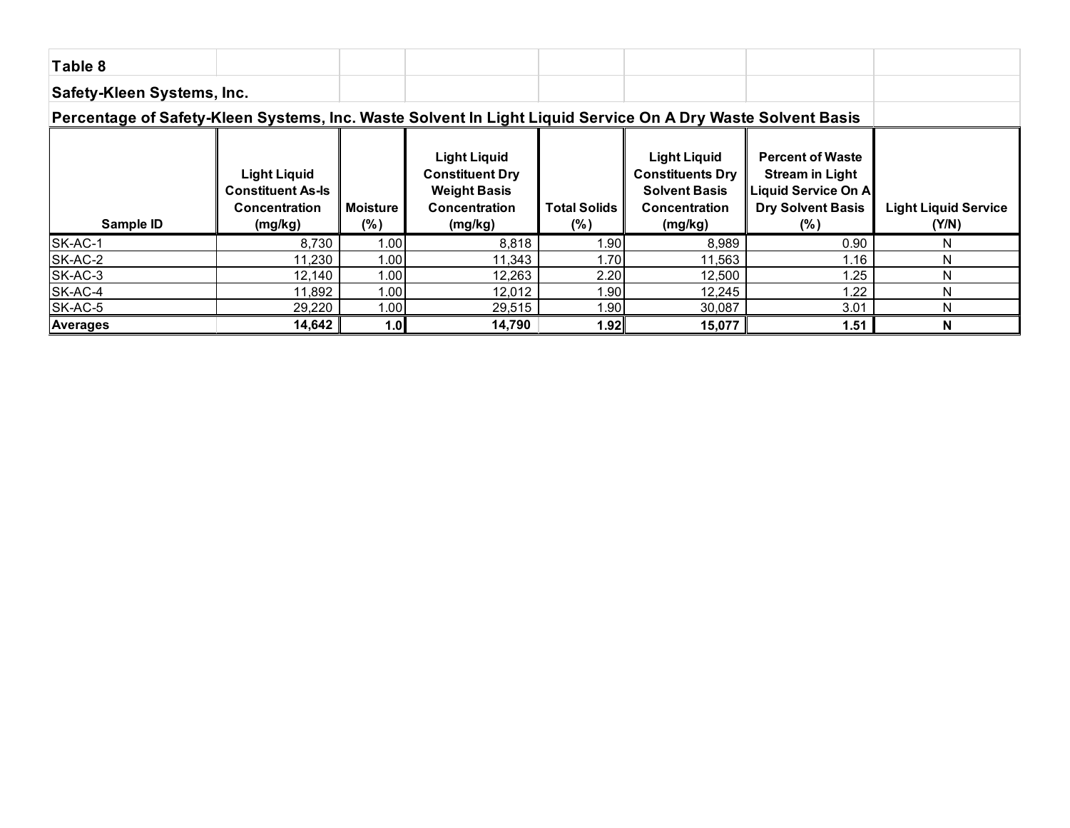**Table 8**

**Safety-Kleen Systems, Inc.**

**Percentage of Safety-Kleen Systems, Inc. Waste Solvent In Light Liquid Service On A Dry Waste Solvent Basis**

| Sample ID | Light Liquid Constituent As-Is Concentration (mg/kg) | Moisture (%) | Light Liquid Constituent Dry Weight Basis Concentration (mg/kg) | Total Solids (%) | Light Liquid Constituents Dry Solvent Basis Concentration (mg/kg) | Percent of Waste Stream in Light Liquid Service On A Dry Solvent Basis (%) | Light Liquid Service (Y/N) |
|---|---|---|---|---|---|---|---|
| SK-AC-1 | 8,730 | 1.00 | 8,818 | 1.90 | 8,989 | 0.90 | N |
| SK-AC-2 | 11,230 | 1.00 | 11,343 | 1.70 | 11,563 | 1.16 | N |
| SK-AC-3 | 12,140 | 1.00 | 12,263 | 2.20 | 12,500 | 1.25 | N |
| SK-AC-4 | 11,892 | 1.00 | 12,012 | 1.90 | 12,245 | 1.22 | N |
| SK-AC-5 | 29,220 | 1.00 | 29,515 | 1.90 | 30,087 | 3.01 | N |
| **Averages** | **14,642** | **1.0** | **14,790** | **1.92** | **15,077** | **1.51** | **N** |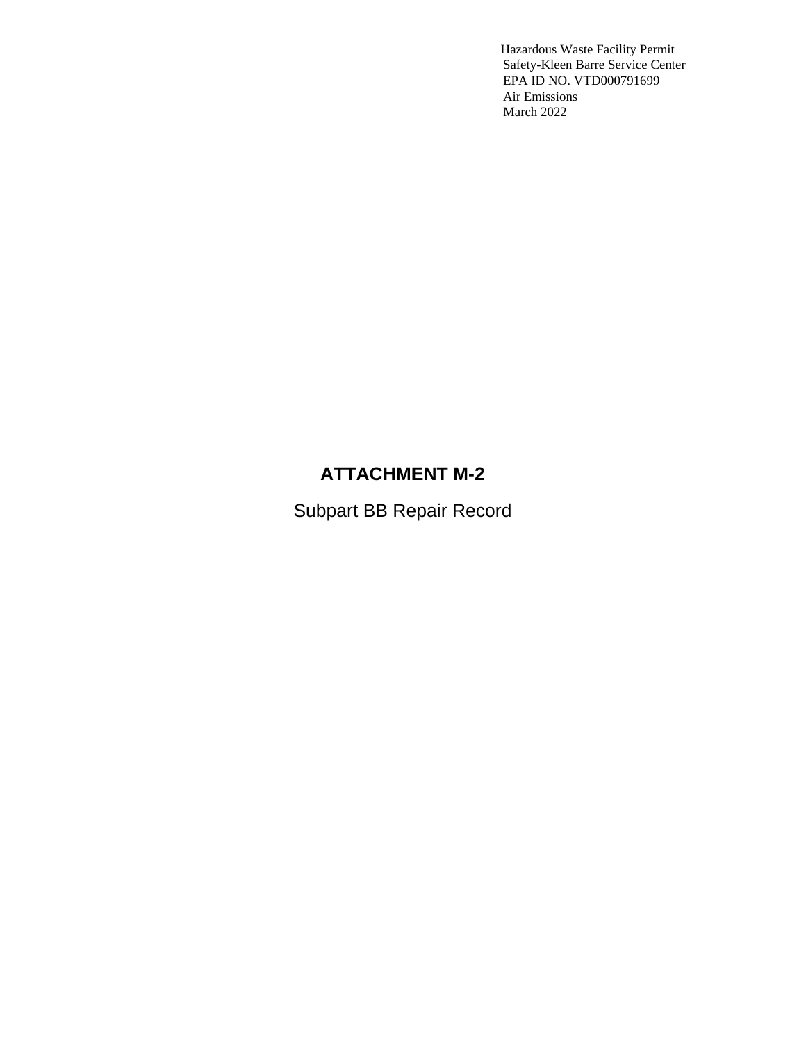Hazardous Waste Facility Permit
Safety-Kleen Barre Service Center
EPA ID NO. VTD000791699
Air Emissions
March 2022

# ATTACHMENT M-2

Subpart BB Repair Record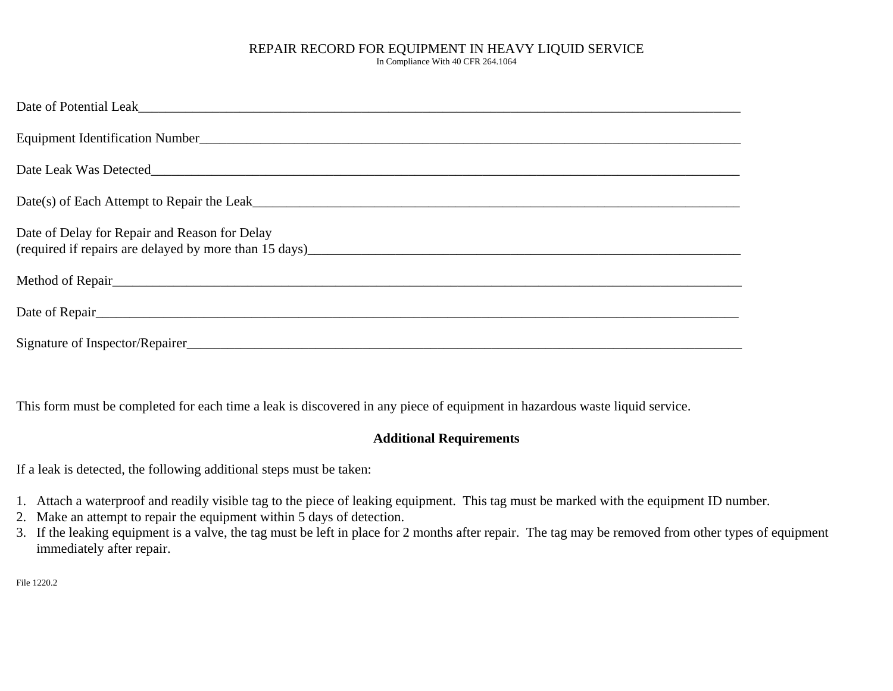# REPAIR RECORD FOR EQUIPMENT IN HEAVY LIQUID SERVICE

In Compliance With 40 CFR 264.1064

Date of Potential Leak_______________________________________________

Equipment Identification Number_______________________________________________

Date Leak Was Detected_______________________________________________

Date(s) of Each Attempt to Repair the Leak_______________________________________________

Date of Delay for Repair and Reason for Delay
(required if repairs are delayed by more than 15 days)_______________________________________________

Method of Repair_______________________________________________

Date of Repair_______________________________________________

Signature of Inspector/Repairer_______________________________________________

This form must be completed for each time a leak is discovered in any piece of equipment in hazardous waste liquid service.

**Additional Requirements**

If a leak is detected, the following additional steps must be taken:

1. Attach a waterproof and readily visible tag to the piece of leaking equipment. This tag must be marked with the equipment ID number.
2. Make an attempt to repair the equipment within 5 days of detection.
3. If the leaking equipment is a valve, the tag must be left in place for 2 months after repair. The tag may be removed from other types of equipment immediately after repair.

File 1220.2